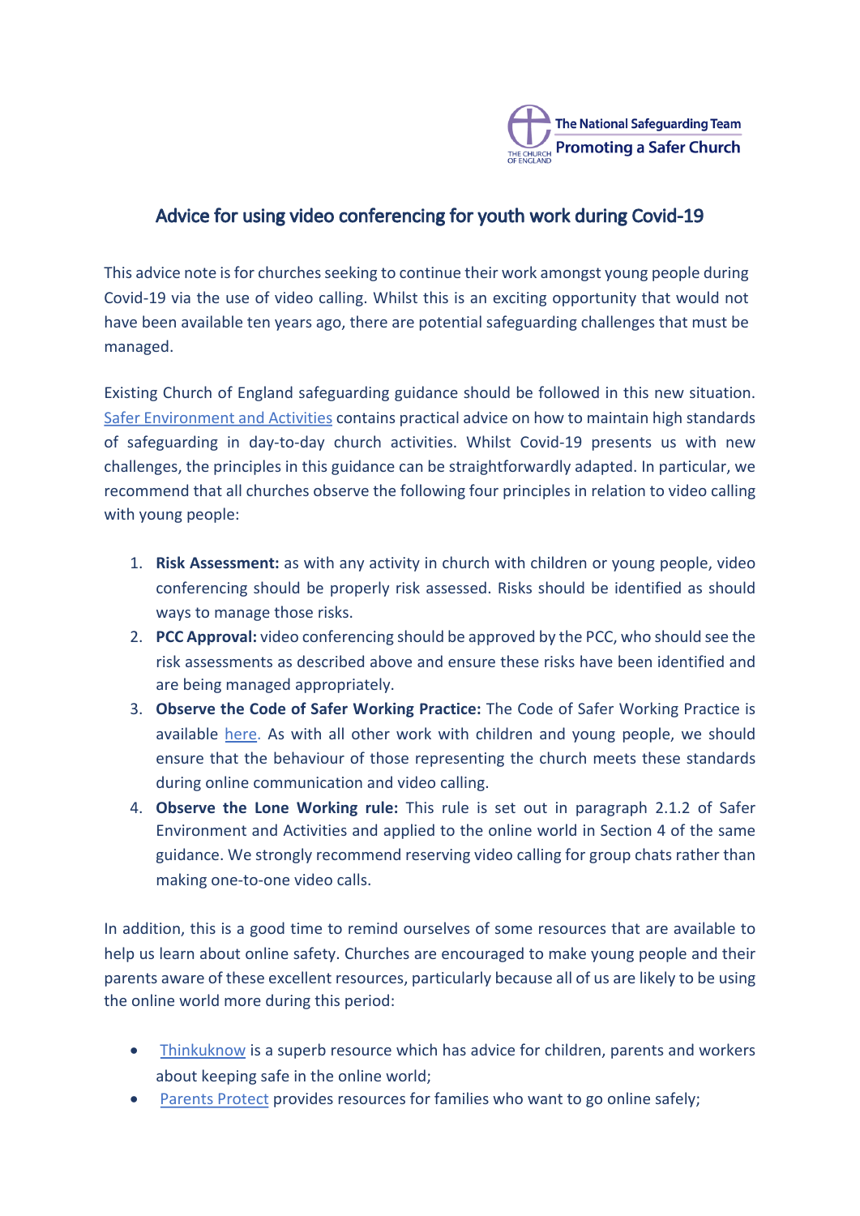The National Safeguarding Team
Promoting a Safer Church

# Advice for using video conferencing for youth work during Covid-19

This advice note is for churches seeking to continue their work amongst young people during Covid-19 via the use of video calling. Whilst this is an exciting opportunity that would not have been available ten years ago, there are potential safeguarding challenges that must be managed.

Existing Church of England safeguarding guidance should be followed in this new situation. Safer Environment and Activities contains practical advice on how to maintain high standards of safeguarding in day-to-day church activities. Whilst Covid-19 presents us with new challenges, the principles in this guidance can be straightforwardly adapted. In particular, we recommend that all churches observe the following four principles in relation to video calling with young people:

1. **Risk Assessment:** as with any activity in church with children or young people, video conferencing should be properly risk assessed. Risks should be identified as should ways to manage those risks.
2. **PCC Approval:** video conferencing should be approved by the PCC, who should see the risk assessments as described above and ensure these risks have been identified and are being managed appropriately.
3. **Observe the Code of Safer Working Practice:** The Code of Safer Working Practice is available here. As with all other work with children and young people, we should ensure that the behaviour of those representing the church meets these standards during online communication and video calling.
4. **Observe the Lone Working rule:** This rule is set out in paragraph 2.1.2 of Safer Environment and Activities and applied to the online world in Section 4 of the same guidance. We strongly recommend reserving video calling for group chats rather than making one-to-one video calls.

In addition, this is a good time to remind ourselves of some resources that are available to help us learn about online safety. Churches are encouraged to make young people and their parents aware of these excellent resources, particularly because all of us are likely to be using the online world more during this period:

- Thinkuknow is a superb resource which has advice for children, parents and workers about keeping safe in the online world;
- Parents Protect provides resources for families who want to go online safely;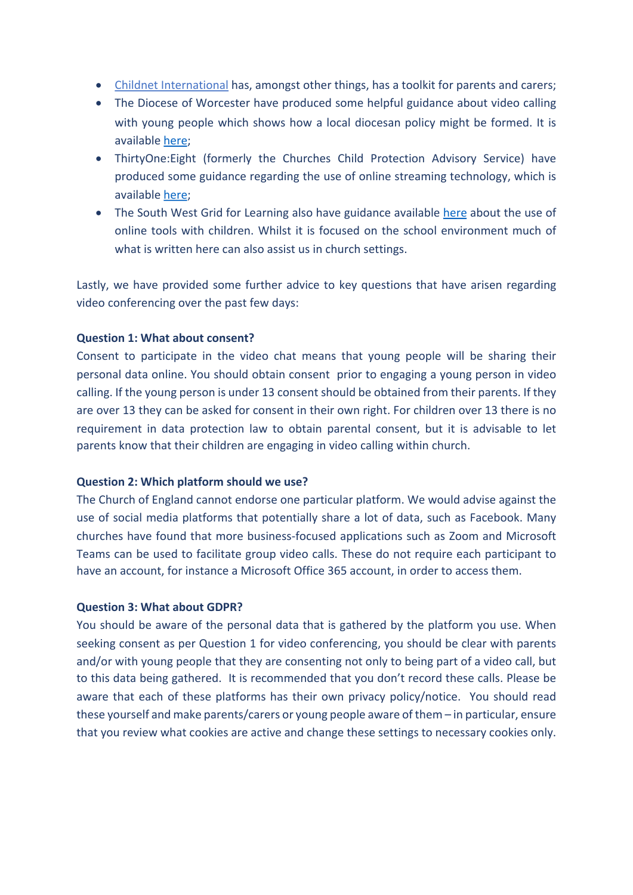- Childnet International has, amongst other things, has a toolkit for parents and carers;
- The Diocese of Worcester have produced some helpful guidance about video calling with young people which shows how a local diocesan policy might be formed. It is available here;
- ThirtyOne:Eight (formerly the Churches Child Protection Advisory Service) have produced some guidance regarding the use of online streaming technology, which is available here;
- The South West Grid for Learning also have guidance available here about the use of online tools with children. Whilst it is focused on the school environment much of what is written here can also assist us in church settings.

Lastly, we have provided some further advice to key questions that have arisen regarding video conferencing over the past few days:

**Question 1: What about consent?**

Consent to participate in the video chat means that young people will be sharing their personal data online. You should obtain consent prior to engaging a young person in video calling. If the young person is under 13 consent should be obtained from their parents. If they are over 13 they can be asked for consent in their own right. For children over 13 there is no requirement in data protection law to obtain parental consent, but it is advisable to let parents know that their children are engaging in video calling within church.

**Question 2: Which platform should we use?**

The Church of England cannot endorse one particular platform. We would advise against the use of social media platforms that potentially share a lot of data, such as Facebook. Many churches have found that more business-focused applications such as Zoom and Microsoft Teams can be used to facilitate group video calls. These do not require each participant to have an account, for instance a Microsoft Office 365 account, in order to access them.

**Question 3: What about GDPR?**

You should be aware of the personal data that is gathered by the platform you use. When seeking consent as per Question 1 for video conferencing, you should be clear with parents and/or with young people that they are consenting not only to being part of a video call, but to this data being gathered. It is recommended that you don't record these calls. Please be aware that each of these platforms has their own privacy policy/notice. You should read these yourself and make parents/carers or young people aware of them – in particular, ensure that you review what cookies are active and change these settings to necessary cookies only.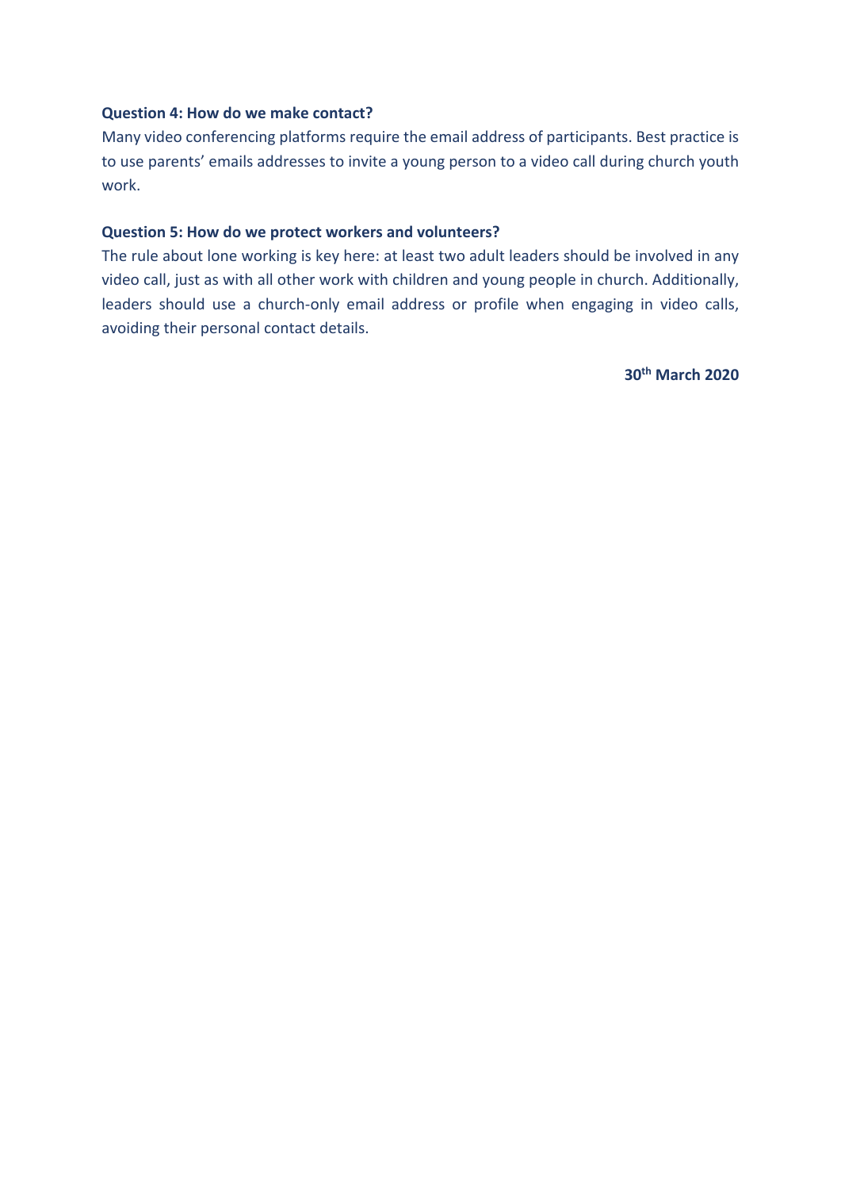**Question 4: How do we make contact?**

Many video conferencing platforms require the email address of participants. Best practice is to use parents' emails addresses to invite a young person to a video call during church youth work.

**Question 5: How do we protect workers and volunteers?**

The rule about lone working is key here: at least two adult leaders should be involved in any video call, just as with all other work with children and young people in church. Additionally, leaders should use a church-only email address or profile when engaging in video calls, avoiding their personal contact details.

**30th March 2020**